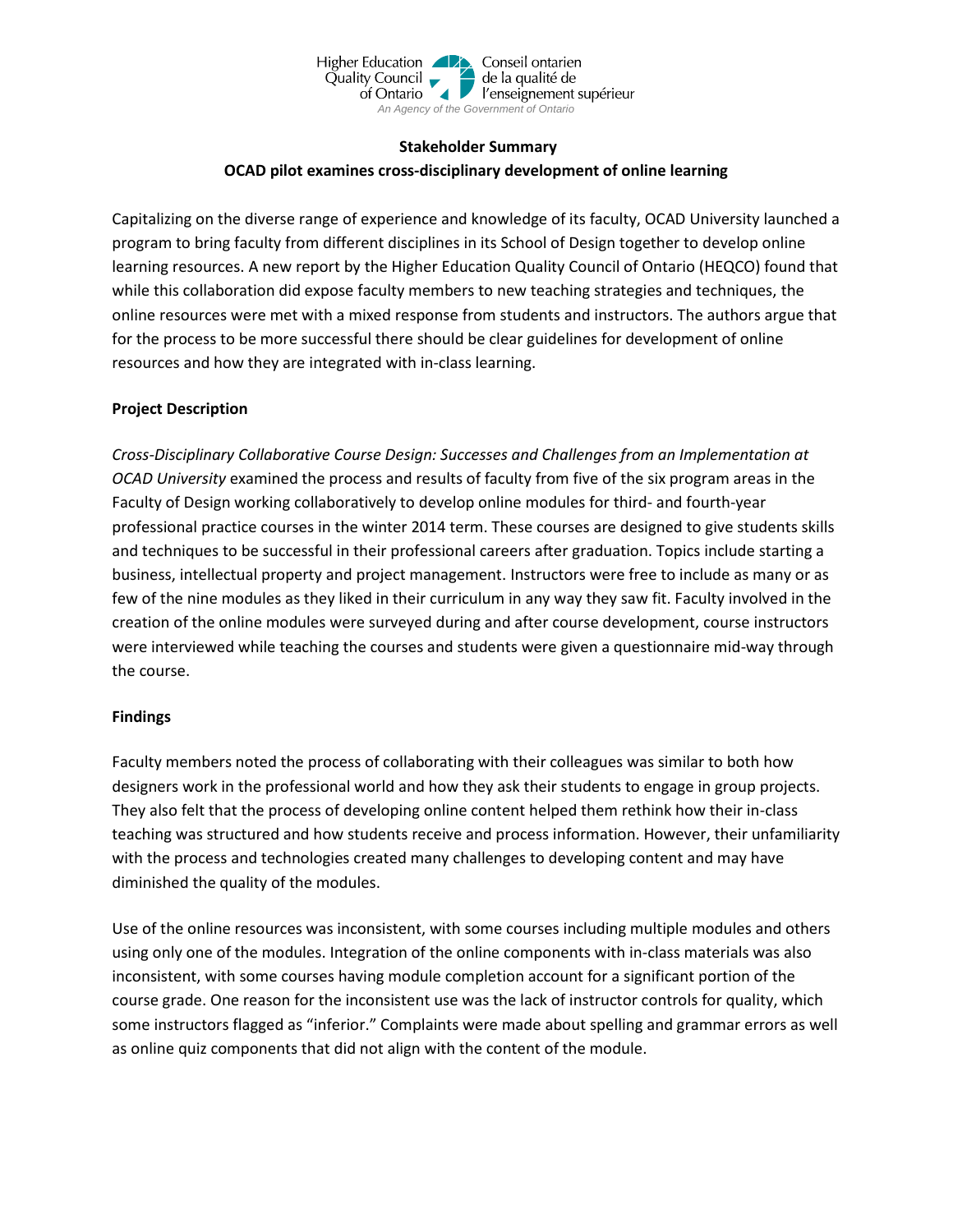Higher Education Quality Council of Ontario
Conseil ontarien de la qualité de l'enseignement supérieur
*An Agency of the Government of Ontario*

**Stakeholder Summary**

**OCAD pilot examines cross-disciplinary development of online learning**

Capitalizing on the diverse range of experience and knowledge of its faculty, OCAD University launched a program to bring faculty from different disciplines in its School of Design together to develop online learning resources. A new report by the Higher Education Quality Council of Ontario (HEQCO) found that while this collaboration did expose faculty members to new teaching strategies and techniques, the online resources were met with a mixed response from students and instructors. The authors argue that for the process to be more successful there should be clear guidelines for development of online resources and how they are integrated with in-class learning.

## Project Description

*Cross-Disciplinary Collaborative Course Design: Successes and Challenges from an Implementation at OCAD University* examined the process and results of faculty from five of the six program areas in the Faculty of Design working collaboratively to develop online modules for third- and fourth-year professional practice courses in the winter 2014 term. These courses are designed to give students skills and techniques to be successful in their professional careers after graduation. Topics include starting a business, intellectual property and project management. Instructors were free to include as many or as few of the nine modules as they liked in their curriculum in any way they saw fit. Faculty involved in the creation of the online modules were surveyed during and after course development, course instructors were interviewed while teaching the courses and students were given a questionnaire mid-way through the course.

## Findings

Faculty members noted the process of collaborating with their colleagues was similar to both how designers work in the professional world and how they ask their students to engage in group projects. They also felt that the process of developing online content helped them rethink how their in-class teaching was structured and how students receive and process information. However, their unfamiliarity with the process and technologies created many challenges to developing content and may have diminished the quality of the modules.

Use of the online resources was inconsistent, with some courses including multiple modules and others using only one of the modules. Integration of the online components with in-class materials was also inconsistent, with some courses having module completion account for a significant portion of the course grade. One reason for the inconsistent use was the lack of instructor controls for quality, which some instructors flagged as "inferior." Complaints were made about spelling and grammar errors as well as online quiz components that did not align with the content of the module.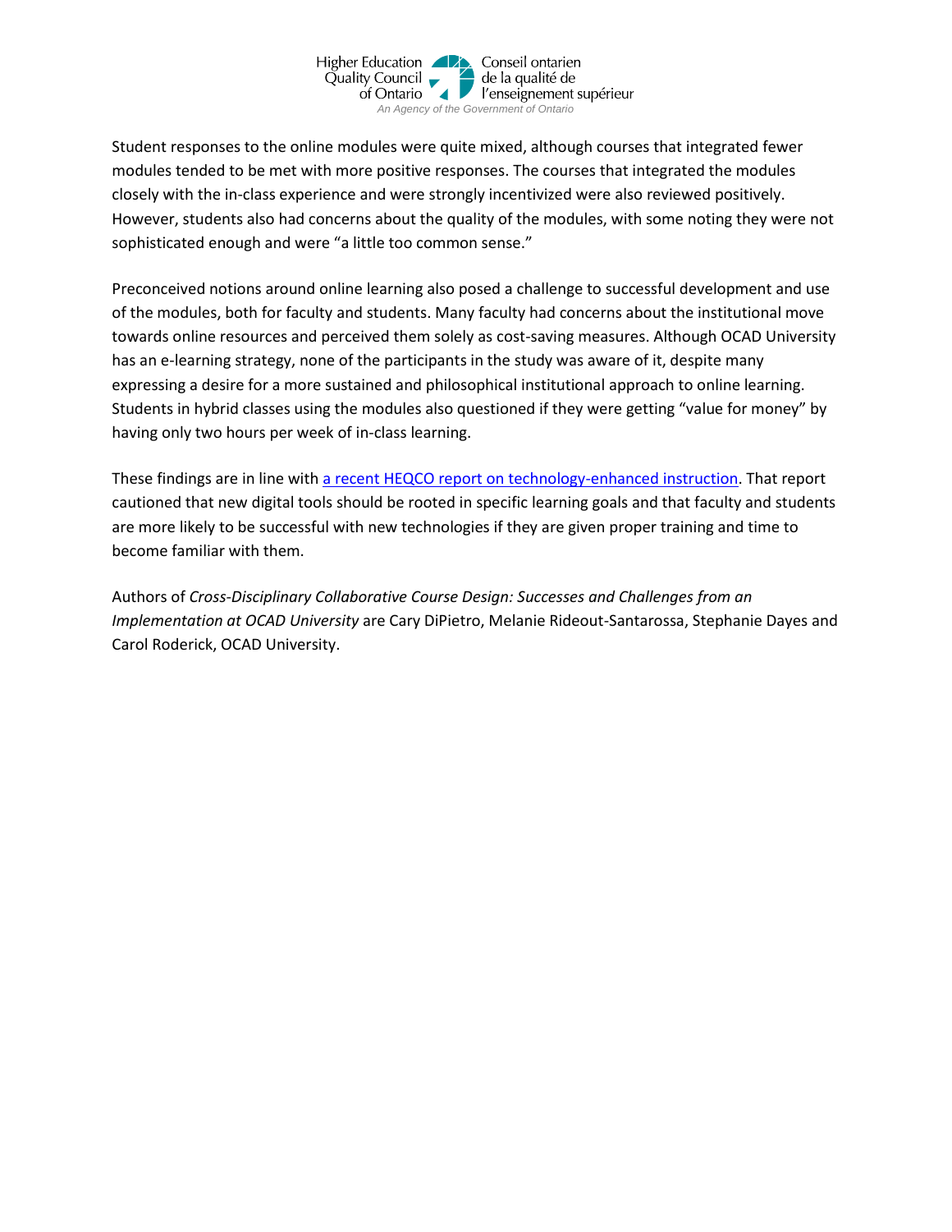Student responses to the online modules were quite mixed, although courses that integrated fewer modules tended to be met with more positive responses. The courses that integrated the modules closely with the in-class experience and were strongly incentivized were also reviewed positively. However, students also had concerns about the quality of the modules, with some noting they were not sophisticated enough and were "a little too common sense."

Preconceived notions around online learning also posed a challenge to successful development and use of the modules, both for faculty and students. Many faculty had concerns about the institutional move towards online resources and perceived them solely as cost-saving measures. Although OCAD University has an e-learning strategy, none of the participants in the study was aware of it, despite many expressing a desire for a more sustained and philosophical institutional approach to online learning. Students in hybrid classes using the modules also questioned if they were getting "value for money" by having only two hours per week of in-class learning.

These findings are in line with [a recent HEQCO report on technology-enhanced instruction](). That report cautioned that new digital tools should be rooted in specific learning goals and that faculty and students are more likely to be successful with new technologies if they are given proper training and time to become familiar with them.

Authors of *Cross-Disciplinary Collaborative Course Design: Successes and Challenges from an Implementation at OCAD University* are Cary DiPietro, Melanie Rideout-Santarossa, Stephanie Dayes and Carol Roderick, OCAD University.